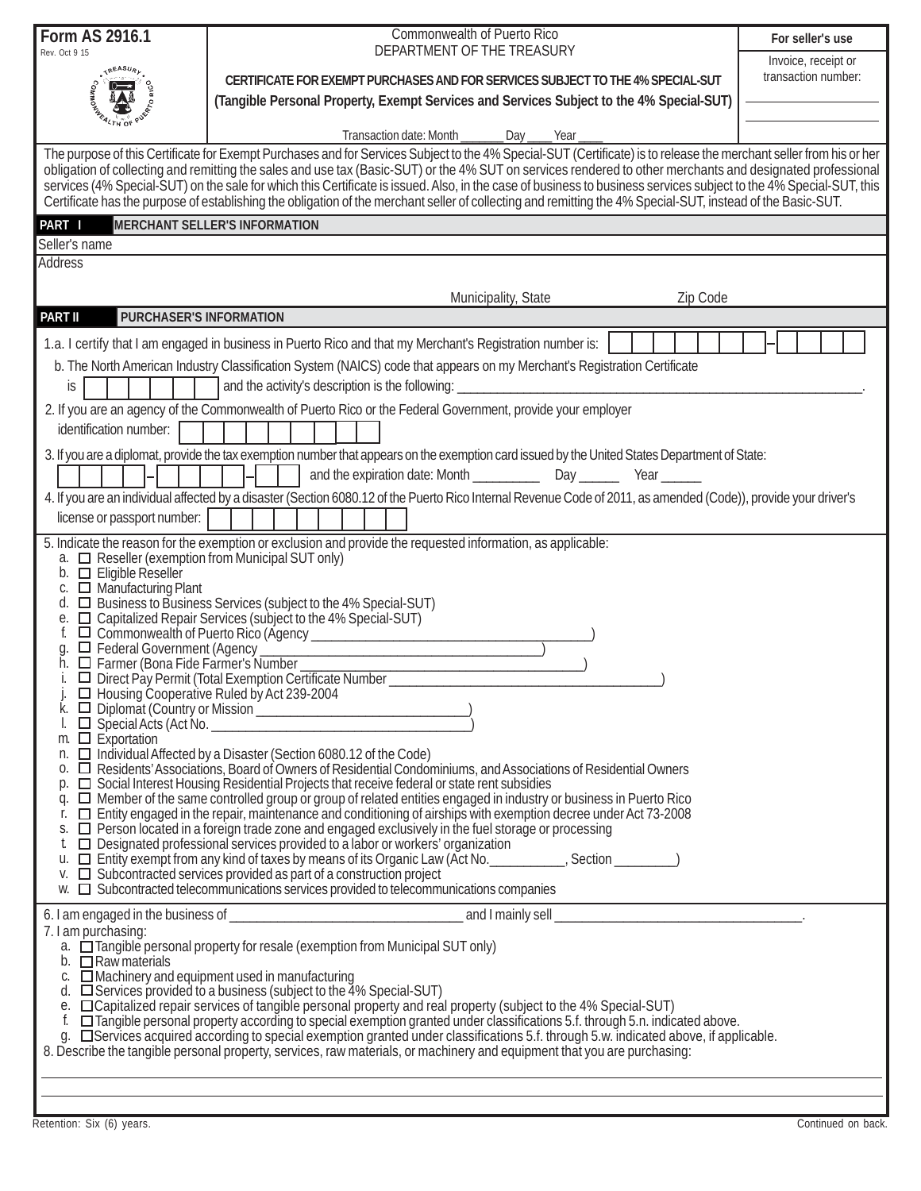**Form AS 2916.1**
Rev. Oct 9 15

Commonwealth of Puerto Rico
DEPARTMENT OF THE TREASURY

**CERTIFICATE FOR EXEMPT PURCHASES AND FOR SERVICES SUBJECT TO THE 4% SPECIAL-SUT**
**(Tangible Personal Property, Exempt Services and Services Subject to the 4% Special-SUT)**

Transaction date: Month _______ Day ____ Year ____

**For seller's use**
Invoice, receipt or transaction number: ____________________

The purpose of this Certificate for Exempt Purchases and for Services Subject to the 4% Special-SUT (Certificate) is to release the merchant seller from his or her obligation of collecting and remitting the sales and use tax (Basic-SUT) or the 4% SUT on services rendered to other merchants and designated professional services (4% Special-SUT) on the sale for which this Certificate is issued. Also, in the case of business to business services subject to the 4% Special-SUT, this Certificate has the purpose of establishing the obligation of the merchant seller of collecting and remitting the 4% Special-SUT, instead of the Basic-SUT.

## PART I MERCHANT SELLER'S INFORMATION

Seller's name

Address

Municipality, State Zip Code

## PART II PURCHASER'S INFORMATION

1.a. I certify that I am engaged in business in Puerto Rico and that my Merchant's Registration number is: [ ][ ][ ][ ][ ][ ][ ][ ]–[ ][ ][ ][ ]

b. The North American Industry Classification System (NAICS) code that appears on my Merchant's Registration Certificate is [ ][ ][ ][ ][ ][ ] and the activity's description is the following: ____________________________________________.

2. If you are an agency of the Commonwealth of Puerto Rico or the Federal Government, provide your employer identification number: [ ][ ][ ][ ][ ][ ][ ][ ][ ]

3. If you are a diplomat, provide the tax exemption number that appears on the exemption card issued by the United States Department of State: [ ][ ][ ][ ]–[ ][ ][ ][ ]–[ ][ ] and the expiration date: Month _________ Day ______ Year ______

4. If you are an individual affected by a disaster (Section 6080.12 of the Puerto Rico Internal Revenue Code of 2011, as amended (Code)), provide your driver's license or passport number: [ ][ ][ ][ ][ ][ ][ ][ ][ ]

5. Indicate the reason for the exemption or exclusion and provide the requested information, as applicable:

a. ☐ Reseller (exemption from Municipal SUT only)
b. ☐ Eligible Reseller
c. ☐ Manufacturing Plant
d. ☐ Business to Business Services (subject to the 4% Special-SUT)
e. ☐ Capitalized Repair Services (subject to the 4% Special-SUT)
f. ☐ Commonwealth of Puerto Rico (Agency ______________________________)
g. ☐ Federal Government (Agency ______________________________)
h. ☐ Farmer (Bona Fide Farmer's Number ______________________________)
i. ☐ Direct Pay Permit (Total Exemption Certificate Number ______________________________)
j. ☐ Housing Cooperative Ruled by Act 239-2004
k. ☐ Diplomat (Country or Mission ______________________________)
l. ☐ Special Acts (Act No. ______________________________)
m. ☐ Exportation
n. ☐ Individual Affected by a Disaster (Section 6080.12 of the Code)
o. ☐ Residents' Associations, Board of Owners of Residential Condominiums, and Associations of Residential Owners
p. ☐ Social Interest Housing Residential Projects that receive federal or state rent subsidies
q. ☐ Member of the same controlled group or group of related entities engaged in industry or business in Puerto Rico
r. ☐ Entity engaged in the repair, maintenance and conditioning of airships with exemption decree under Act 73-2008
s. ☐ Person located in a foreign trade zone and engaged exclusively in the fuel storage or processing
t. ☐ Designated professional services provided to a labor or workers' organization
u. ☐ Entity exempt from any kind of taxes by means of its Organic Law (Act No.__________, Section ________)
v. ☐ Subcontracted services provided as part of a construction project
w. ☐ Subcontracted telecommunications services provided to telecommunications companies

6. I am engaged in the business of ______________________________ and I mainly sell ______________________________.

7. I am purchasing:

a. ☐ Tangible personal property for resale (exemption from Municipal SUT only)
b. ☐ Raw materials
c. ☐ Machinery and equipment used in manufacturing
d. ☐ Services provided to a business (subject to the 4% Special-SUT)
e. ☐ Capitalized repair services of tangible personal property and real property (subject to the 4% Special-SUT)
f. ☐ Tangible personal property according to special exemption granted under classifications 5.f. through 5.n. indicated above.
g. ☐ Services acquired according to special exemption granted under classifications 5.f. through 5.w. indicated above, if applicable.

8. Describe the tangible personal property, services, raw materials, or machinery and equipment that you are purchasing:

______________________________________________________________________

______________________________________________________________________

Retention: Six (6) years.

Continued on back.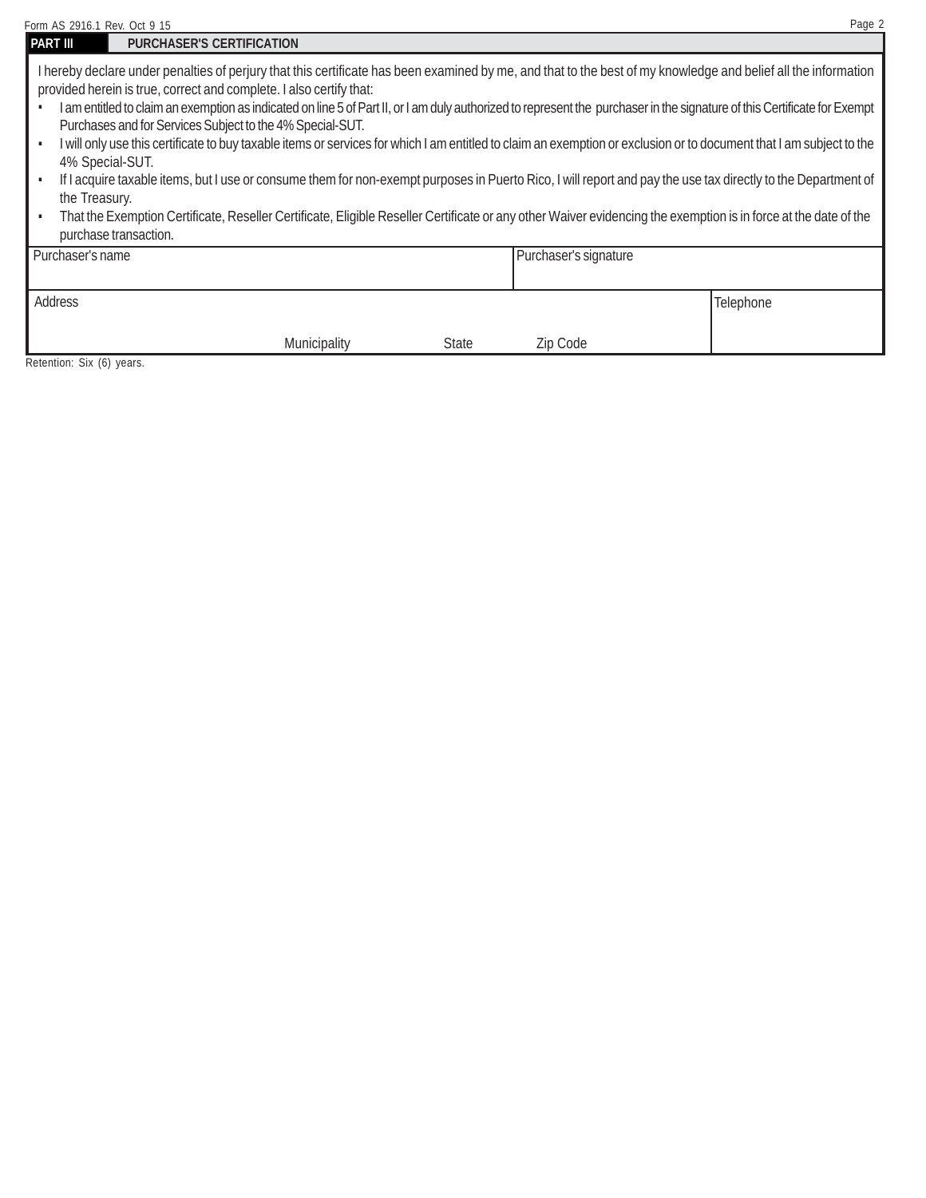## PART III PURCHASER'S CERTIFICATION

I hereby declare under penalties of perjury that this certificate has been examined by me, and that to the best of my knowledge and belief all the information provided herein is true, correct and complete. I also certify that:

- I am entitled to claim an exemption as indicated on line 5 of Part II, or I am duly authorized to represent the purchaser in the signature of this Certificate for Exempt Purchases and for Services Subject to the 4% Special-SUT.
- I will only use this certificate to buy taxable items or services for which I am entitled to claim an exemption or exclusion or to document that I am subject to the 4% Special-SUT.
- If I acquire taxable items, but I use or consume them for non-exempt purposes in Puerto Rico, I will report and pay the use tax directly to the Department of the Treasury.
- That the Exemption Certificate, Reseller Certificate, Eligible Reseller Certificate or any other Waiver evidencing the exemption is in force at the date of the purchase transaction.

| Purchaser's name | Purchaser's signature |
|---|---|
| | |

| Address | | | | Telephone |
|---|---|---|---|---|
| | Municipality | State | Zip Code | |

Retention: Six (6) years.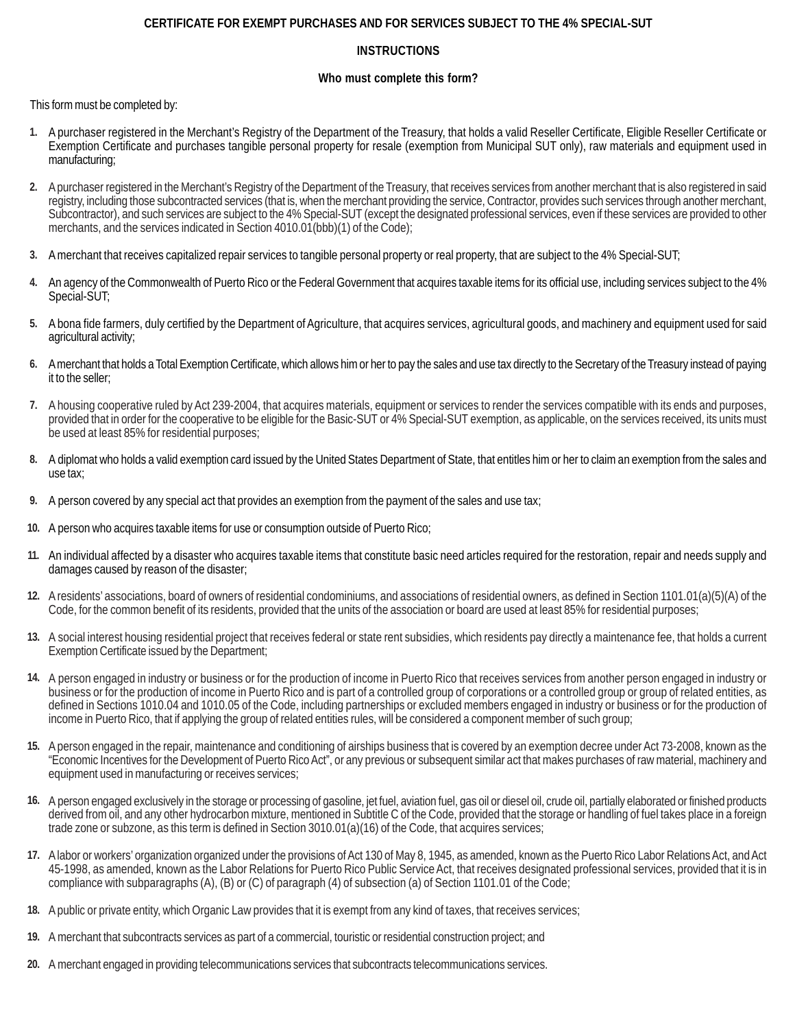**CERTIFICATE FOR EXEMPT PURCHASES AND FOR SERVICES SUBJECT TO THE 4% SPECIAL-SUT**

**INSTRUCTIONS**

**Who must complete this form?**

This form must be completed by:

1. A purchaser registered in the Merchant's Registry of the Department of the Treasury, that holds a valid Reseller Certificate, Eligible Reseller Certificate or Exemption Certificate and purchases tangible personal property for resale (exemption from Municipal SUT only), raw materials and equipment used in manufacturing;

2. A purchaser registered in the Merchant's Registry of the Department of the Treasury, that receives services from another merchant that is also registered in said registry, including those subcontracted services (that is, when the merchant providing the service, Contractor, provides such services through another merchant, Subcontractor), and such services are subject to the 4% Special-SUT (except the designated professional services, even if these services are provided to other merchants, and the services indicated in Section 4010.01(bbb)(1) of the Code);

3. A merchant that receives capitalized repair services to tangible personal property or real property, that are subject to the 4% Special-SUT;

4. An agency of the Commonwealth of Puerto Rico or the Federal Government that acquires taxable items for its official use, including services subject to the 4% Special-SUT;

5. A bona fide farmers, duly certified by the Department of Agriculture, that acquires services, agricultural goods, and machinery and equipment used for said agricultural activity;

6. A merchant that holds a Total Exemption Certificate, which allows him or her to pay the sales and use tax directly to the Secretary of the Treasury instead of paying it to the seller;

7. A housing cooperative ruled by Act 239-2004, that acquires materials, equipment or services to render the services compatible with its ends and purposes, provided that in order for the cooperative to be eligible for the Basic-SUT or 4% Special-SUT exemption, as applicable, on the services received, its units must be used at least 85% for residential purposes;

8. A diplomat who holds a valid exemption card issued by the United States Department of State, that entitles him or her to claim an exemption from the sales and use tax;

9. A person covered by any special act that provides an exemption from the payment of the sales and use tax;

10. A person who acquires taxable items for use or consumption outside of Puerto Rico;

11. An individual affected by a disaster who acquires taxable items that constitute basic need articles required for the restoration, repair and needs supply and damages caused by reason of the disaster;

12. A residents' associations, board of owners of residential condominiums, and associations of residential owners, as defined in Section 1101.01(a)(5)(A) of the Code, for the common benefit of its residents, provided that the units of the association or board are used at least 85% for residential purposes;

13. A social interest housing residential project that receives federal or state rent subsidies, which residents pay directly a maintenance fee, that holds a current Exemption Certificate issued by the Department;

14. A person engaged in industry or business or for the production of income in Puerto Rico that receives services from another person engaged in industry or business or for the production of income in Puerto Rico and is part of a controlled group of corporations or a controlled group or group of related entities, as defined in Sections 1010.04 and 1010.05 of the Code, including partnerships or excluded members engaged in industry or business or for the production of income in Puerto Rico, that if applying the group of related entities rules, will be considered a component member of such group;

15. A person engaged in the repair, maintenance and conditioning of airships business that is covered by an exemption decree under Act 73-2008, known as the "Economic Incentives for the Development of Puerto Rico Act", or any previous or subsequent similar act that makes purchases of raw material, machinery and equipment used in manufacturing or receives services;

16. A person engaged exclusively in the storage or processing of gasoline, jet fuel, aviation fuel, gas oil or diesel oil, crude oil, partially elaborated or finished products derived from oil, and any other hydrocarbon mixture, mentioned in Subtitle C of the Code, provided that the storage or handling of fuel takes place in a foreign trade zone or subzone, as this term is defined in Section 3010.01(a)(16) of the Code, that acquires services;

17. A labor or workers' organization organized under the provisions of Act 130 of May 8, 1945, as amended, known as the Puerto Rico Labor Relations Act, and Act 45-1998, as amended, known as the Labor Relations for Puerto Rico Public Service Act, that receives designated professional services, provided that it is in compliance with subparagraphs (A), (B) or (C) of paragraph (4) of subsection (a) of Section 1101.01 of the Code;

18. A public or private entity, which Organic Law provides that it is exempt from any kind of taxes, that receives services;

19. A merchant that subcontracts services as part of a commercial, touristic or residential construction project; and

20. A merchant engaged in providing telecommunications services that subcontracts telecommunications services.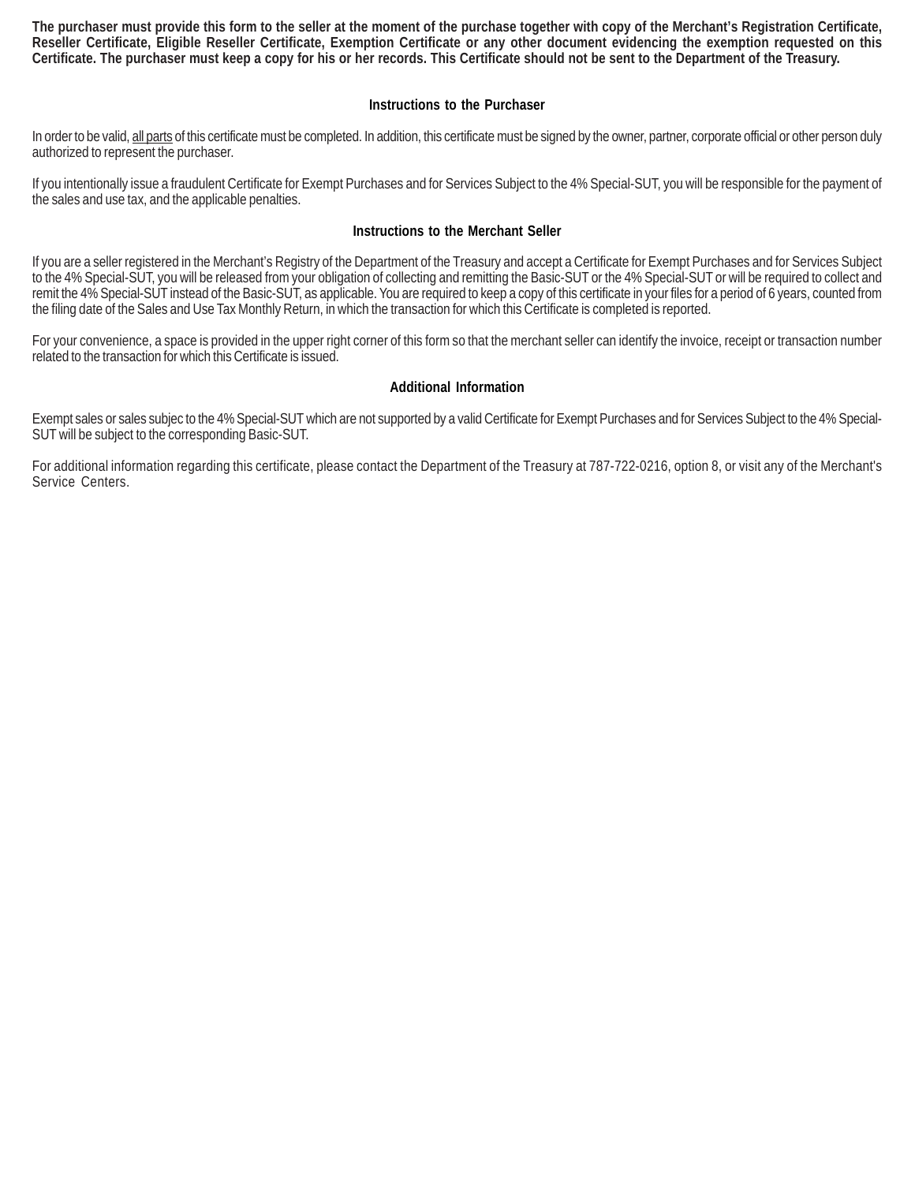**The purchaser must provide this form to the seller at the moment of the purchase together with copy of the Merchant's Registration Certificate, Reseller Certificate, Eligible Reseller Certificate, Exemption Certificate or any other document evidencing the exemption requested on this Certificate. The purchaser must keep a copy for his or her records. This Certificate should not be sent to the Department of the Treasury.**

### Instructions to the Purchaser

In order to be valid, all parts of this certificate must be completed. In addition, this certificate must be signed by the owner, partner, corporate official or other person duly authorized to represent the purchaser.

If you intentionally issue a fraudulent Certificate for Exempt Purchases and for Services Subject to the 4% Special-SUT, you will be responsible for the payment of the sales and use tax, and the applicable penalties.

### Instructions to the Merchant Seller

If you are a seller registered in the Merchant's Registry of the Department of the Treasury and accept a Certificate for Exempt Purchases and for Services Subject to the 4% Special-SUT, you will be released from your obligation of collecting and remitting the Basic-SUT or the 4% Special-SUT or will be required to collect and remit the 4% Special-SUT instead of the Basic-SUT, as applicable. You are required to keep a copy of this certificate in your files for a period of 6 years, counted from the filing date of the Sales and Use Tax Monthly Return, in which the transaction for which this Certificate is completed is reported.

For your convenience, a space is provided in the upper right corner of this form so that the merchant seller can identify the invoice, receipt or transaction number related to the transaction for which this Certificate is issued.

### Additional Information

Exempt sales or sales subjec to the 4% Special-SUT which are not supported by a valid Certificate for Exempt Purchases and for Services Subject to the 4% Special-SUT will be subject to the corresponding Basic-SUT.

For additional information regarding this certificate, please contact the Department of the Treasury at 787-722-0216, option 8, or visit any of the Merchant's Service Centers.